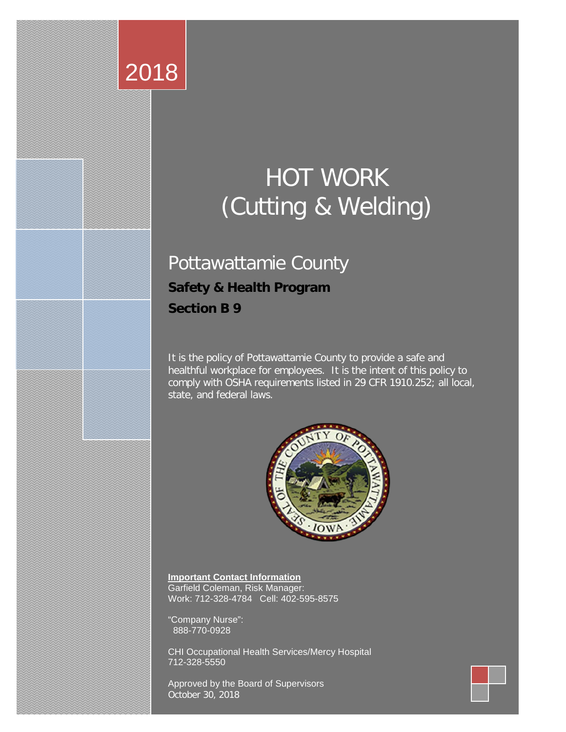2018

# HOT WORK (Cutting & Welding)

## Pottawattamie County

**Safety & Health Program**

**Section B 9**

It is the policy of Pottawattamie County to provide a safe and healthful workplace for employees. It is the intent of this policy to comply with OSHA requirements listed in 29 CFR 1910.252; all local, state, and federal laws.

**Important Contact Information**

Garfield Coleman, Risk Manager:
Work: 712-328-4784 Cell: 402-595-8575

"Company Nurse":
888-770-0928

CHI Occupational Health Services/Mercy Hospital
712-328-5550

Approved by the Board of Supervisors
October 30, 2018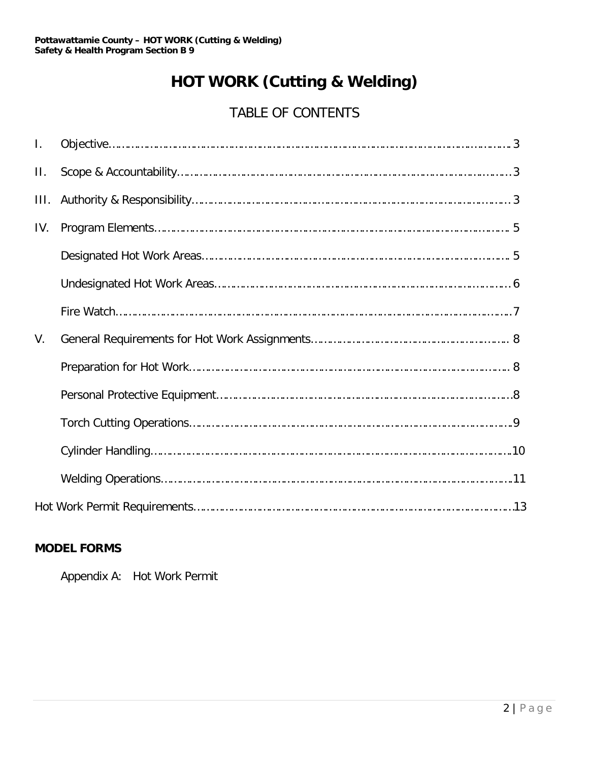# HOT WORK (Cutting & Welding)

## TABLE OF CONTENTS

I. Objective……………………………………………………………………………………… 3

II. Scope & Accountability………………………………………………………………………… 3

III. Authority & Responsibility……………………………………………………………………… 3

IV. Program Elements……………………………………………………………………………… 5

- Designated Hot Work Areas……………………………………………………………… 5
- Undesignated Hot Work Areas…………………………………………………………… 6
- Fire Watch…………………………………………………………………………………… 7

V. General Requirements for Hot Work Assignments……………………………………… 8

- Preparation for Hot Work………………………………………………………………… 8
- Personal Protective Equipment…………………………………………………………… 8
- Torch Cutting Operations………………………………………………………………… 9
- Cylinder Handling…………………………………………………………………………… 10
- Welding Operations………………………………………………………………………… 11

Hot Work Permit Requirements……………………………………………………………… 13

**MODEL FORMS**

Appendix A: Hot Work Permit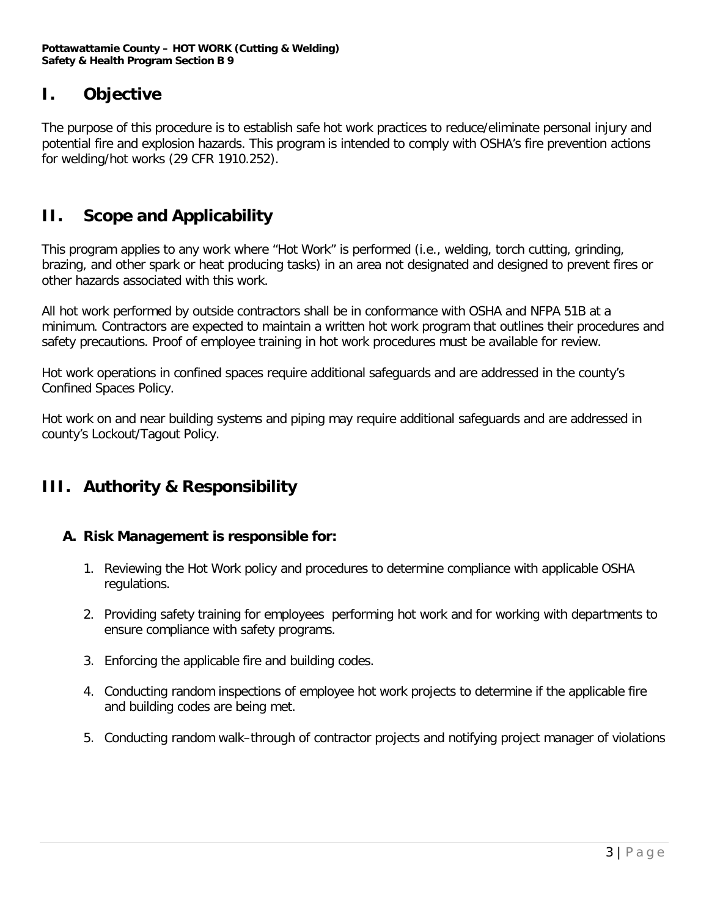## I. Objective

The purpose of this procedure is to establish safe hot work practices to reduce/eliminate personal injury and potential fire and explosion hazards. This program is intended to comply with OSHA's fire prevention actions for welding/hot works (29 CFR 1910.252).

## II. Scope and Applicability

This program applies to any work where "Hot Work" is performed (i.e., welding, torch cutting, grinding, brazing, and other spark or heat producing tasks) in an area not designated and designed to prevent fires or other hazards associated with this work.

All hot work performed by outside contractors shall be in conformance with OSHA and NFPA 51B at a minimum. Contractors are expected to maintain a written hot work program that outlines their procedures and safety precautions. Proof of employee training in hot work procedures must be available for review.

Hot work operations in confined spaces require additional safeguards and are addressed in the county's Confined Spaces Policy.

Hot work on and near building systems and piping may require additional safeguards and are addressed in county's Lockout/Tagout Policy.

## III. Authority & Responsibility

### A. Risk Management is responsible for:

1. Reviewing the Hot Work policy and procedures to determine compliance with applicable OSHA regulations.
2. Providing safety training for employees performing hot work and for working with departments to ensure compliance with safety programs.
3. Enforcing the applicable fire and building codes.
4. Conducting random inspections of employee hot work projects to determine if the applicable fire and building codes are being met.
5. Conducting random walk–through of contractor projects and notifying project manager of violations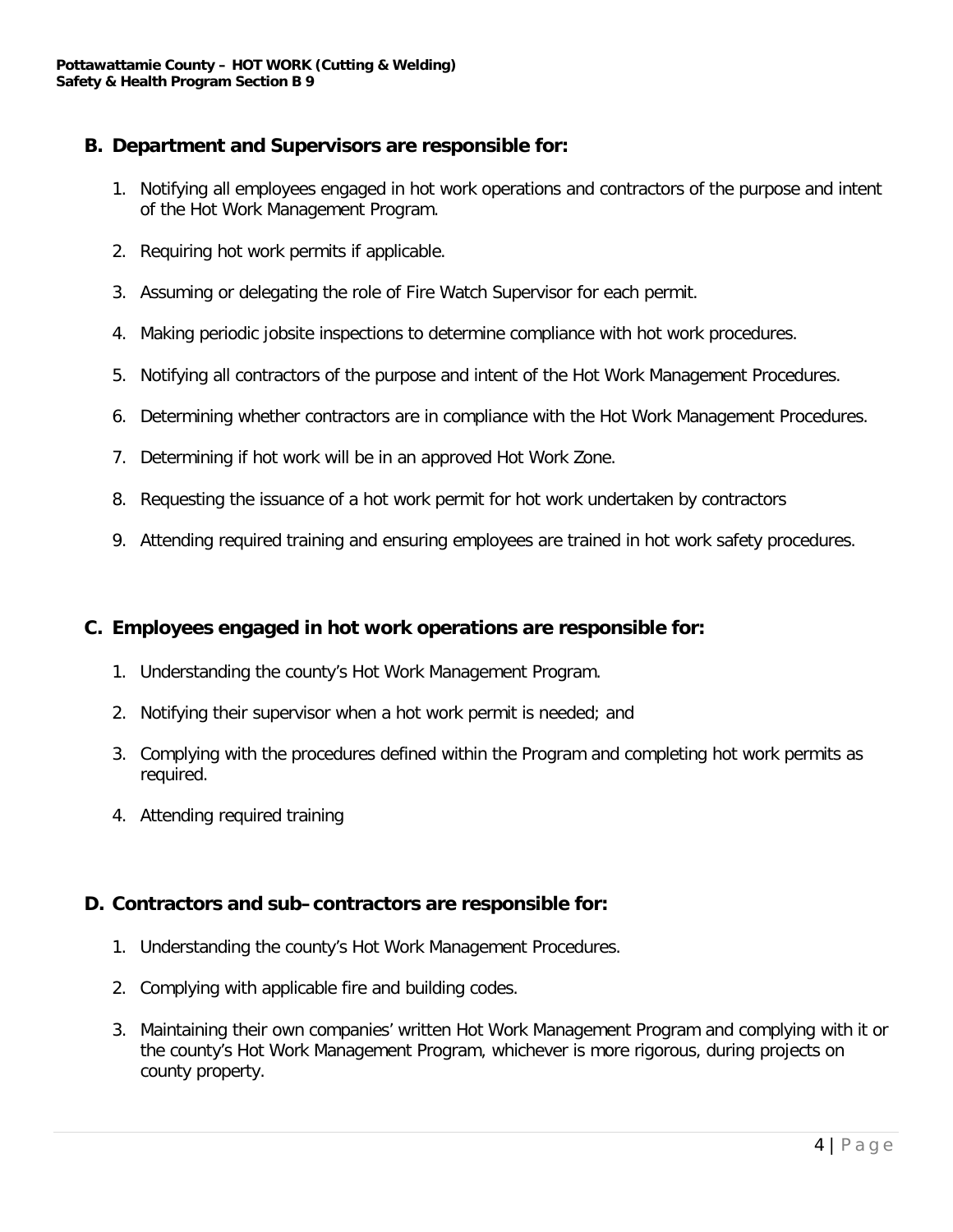## B. Department and Supervisors are responsible for:

1. Notifying all employees engaged in hot work operations and contractors of the purpose and intent of the Hot Work Management Program.
2. Requiring hot work permits if applicable.
3. Assuming or delegating the role of Fire Watch Supervisor for each permit.
4. Making periodic jobsite inspections to determine compliance with hot work procedures.
5. Notifying all contractors of the purpose and intent of the Hot Work Management Procedures.
6. Determining whether contractors are in compliance with the Hot Work Management Procedures.
7. Determining if hot work will be in an approved Hot Work Zone.
8. Requesting the issuance of a hot work permit for hot work undertaken by contractors
9. Attending required training and ensuring employees are trained in hot work safety procedures.

## C. Employees engaged in hot work operations are responsible for:

1. Understanding the county's Hot Work Management Program.
2. Notifying their supervisor when a hot work permit is needed; and
3. Complying with the procedures defined within the Program and completing hot work permits as required.
4. Attending required training

## D. Contractors and sub–contractors are responsible for:

1. Understanding the county's Hot Work Management Procedures.
2. Complying with applicable fire and building codes.
3. Maintaining their own companies' written Hot Work Management Program and complying with it or the county's Hot Work Management Program, whichever is more rigorous, during projects on county property.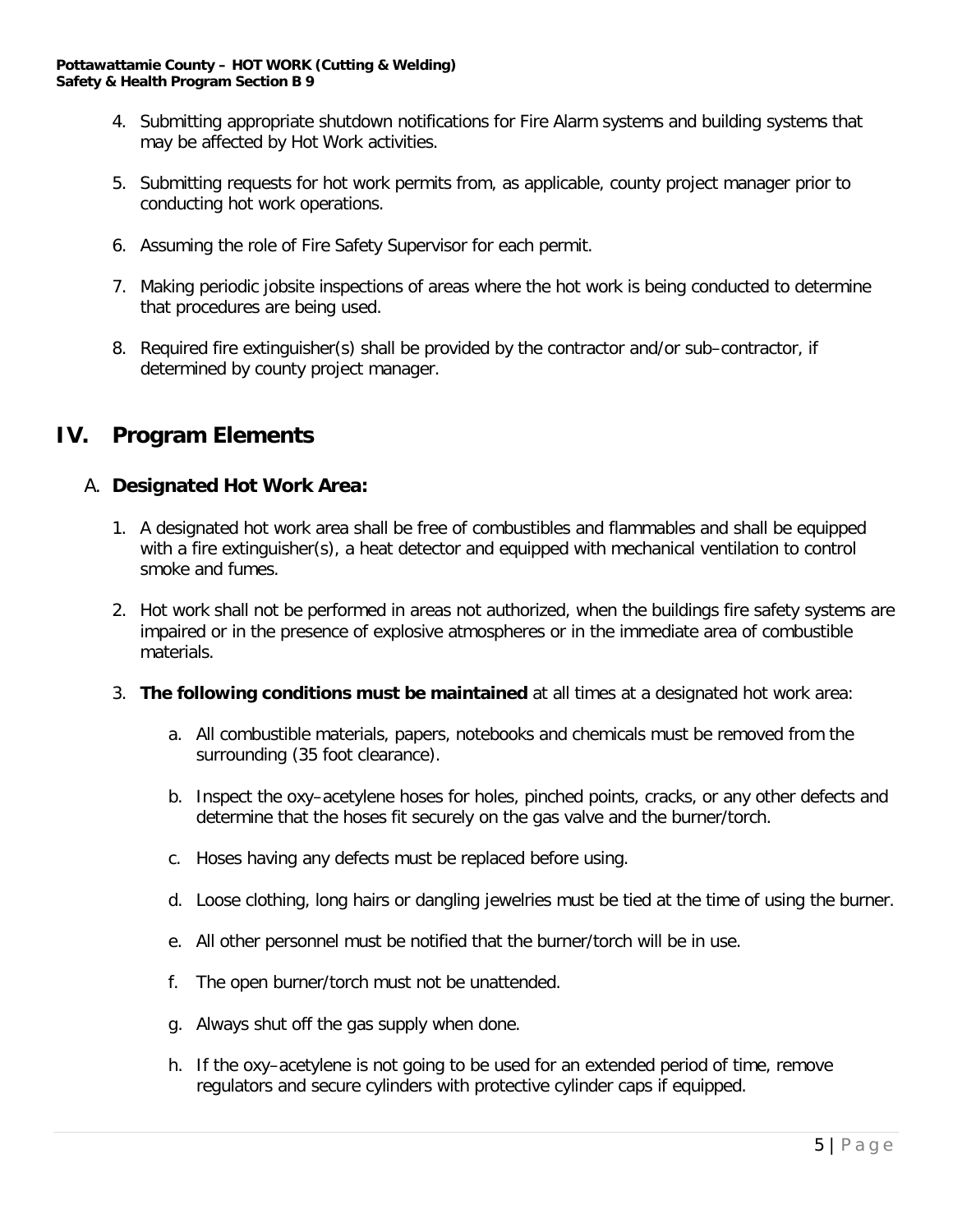4. Submitting appropriate shutdown notifications for Fire Alarm systems and building systems that may be affected by Hot Work activities.

5. Submitting requests for hot work permits from, as applicable, county project manager prior to conducting hot work operations.

6. Assuming the role of Fire Safety Supervisor for each permit.

7. Making periodic jobsite inspections of areas where the hot work is being conducted to determine that procedures are being used.

8. Required fire extinguisher(s) shall be provided by the contractor and/or sub–contractor, if determined by county project manager.

# IV. Program Elements

## A. **Designated Hot Work Area:**

1. A designated hot work area shall be free of combustibles and flammables and shall be equipped with a fire extinguisher(s), a heat detector and equipped with mechanical ventilation to control smoke and fumes.

2. Hot work shall not be performed in areas not authorized, when the buildings fire safety systems are impaired or in the presence of explosive atmospheres or in the immediate area of combustible materials.

3. **The following conditions must be maintained** at all times at a designated hot work area:

   a. All combustible materials, papers, notebooks and chemicals must be removed from the surrounding (35 foot clearance).

   b. Inspect the oxy–acetylene hoses for holes, pinched points, cracks, or any other defects and determine that the hoses fit securely on the gas valve and the burner/torch.

   c. Hoses having any defects must be replaced before using.

   d. Loose clothing, long hairs or dangling jewelries must be tied at the time of using the burner.

   e. All other personnel must be notified that the burner/torch will be in use.

   f. The open burner/torch must not be unattended.

   g. Always shut off the gas supply when done.

   h. If the oxy–acetylene is not going to be used for an extended period of time, remove regulators and secure cylinders with protective cylinder caps if equipped.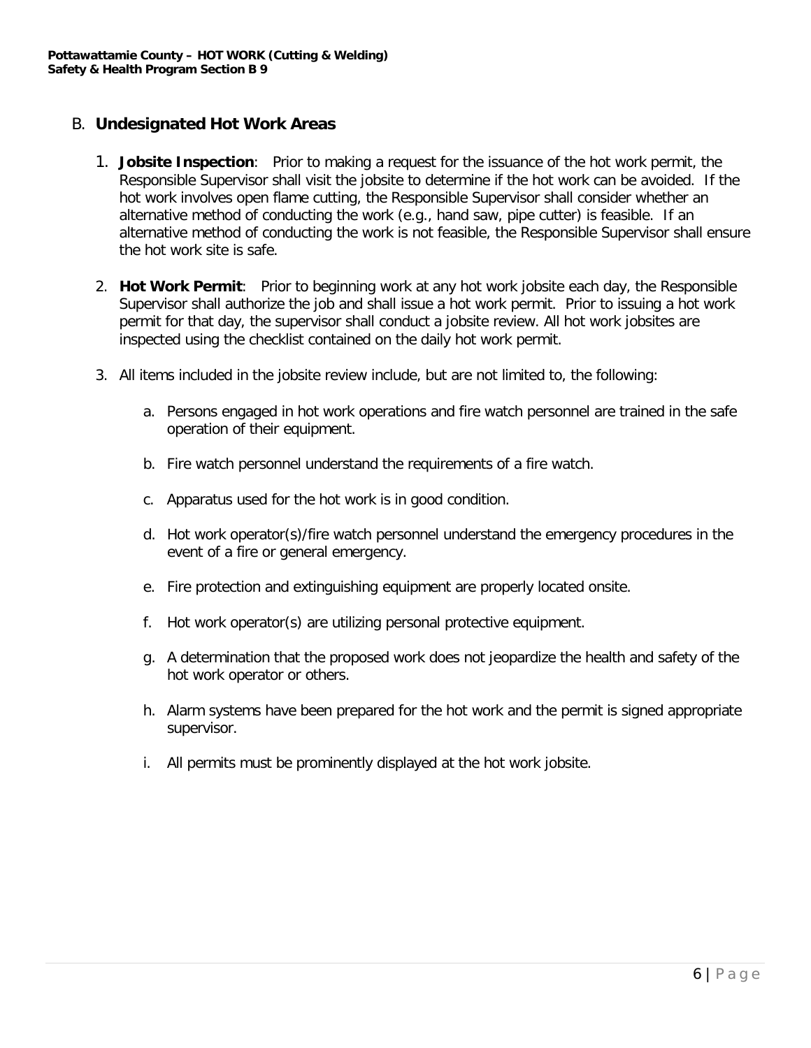## B. **Undesignated Hot Work Areas**

1. **Jobsite Inspection**: Prior to making a request for the issuance of the hot work permit, the Responsible Supervisor shall visit the jobsite to determine if the hot work can be avoided. If the hot work involves open flame cutting, the Responsible Supervisor shall consider whether an alternative method of conducting the work (e.g., hand saw, pipe cutter) is feasible. If an alternative method of conducting the work is not feasible, the Responsible Supervisor shall ensure the hot work site is safe.

2. **Hot Work Permit**: Prior to beginning work at any hot work jobsite each day, the Responsible Supervisor shall authorize the job and shall issue a hot work permit. Prior to issuing a hot work permit for that day, the supervisor shall conduct a jobsite review. All hot work jobsites are inspected using the checklist contained on the daily hot work permit.

3. All items included in the jobsite review include, but are not limited to, the following:

   a. Persons engaged in hot work operations and fire watch personnel are trained in the safe operation of their equipment.

   b. Fire watch personnel understand the requirements of a fire watch.

   c. Apparatus used for the hot work is in good condition.

   d. Hot work operator(s)/fire watch personnel understand the emergency procedures in the event of a fire or general emergency.

   e. Fire protection and extinguishing equipment are properly located onsite.

   f. Hot work operator(s) are utilizing personal protective equipment.

   g. A determination that the proposed work does not jeopardize the health and safety of the hot work operator or others.

   h. Alarm systems have been prepared for the hot work and the permit is signed appropriate supervisor.

   i. All permits must be prominently displayed at the hot work jobsite.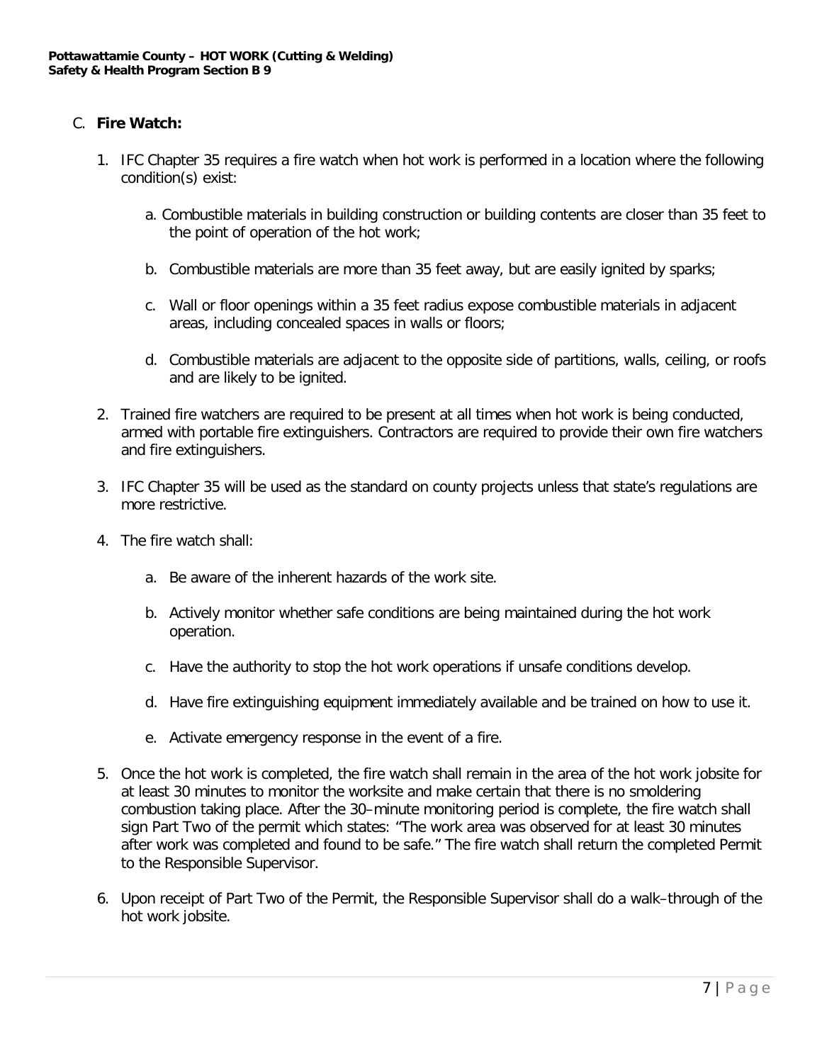C. **Fire Watch:**

1. IFC Chapter 35 requires a fire watch when hot work is performed in a location where the following condition(s) exist:

   a. Combustible materials in building construction or building contents are closer than 35 feet to the point of operation of the hot work;

   b. Combustible materials are more than 35 feet away, but are easily ignited by sparks;

   c. Wall or floor openings within a 35 feet radius expose combustible materials in adjacent areas, including concealed spaces in walls or floors;

   d. Combustible materials are adjacent to the opposite side of partitions, walls, ceiling, or roofs and are likely to be ignited.

2. Trained fire watchers are required to be present at all times when hot work is being conducted, armed with portable fire extinguishers. Contractors are required to provide their own fire watchers and fire extinguishers.

3. IFC Chapter 35 will be used as the standard on county projects unless that state's regulations are more restrictive.

4. The fire watch shall:

   a. Be aware of the inherent hazards of the work site.

   b. Actively monitor whether safe conditions are being maintained during the hot work operation.

   c. Have the authority to stop the hot work operations if unsafe conditions develop.

   d. Have fire extinguishing equipment immediately available and be trained on how to use it.

   e. Activate emergency response in the event of a fire.

5. Once the hot work is completed, the fire watch shall remain in the area of the hot work jobsite for at least 30 minutes to monitor the worksite and make certain that there is no smoldering combustion taking place. After the 30–minute monitoring period is complete, the fire watch shall sign Part Two of the permit which states: "The work area was observed for at least 30 minutes after work was completed and found to be safe." The fire watch shall return the completed Permit to the Responsible Supervisor.

6. Upon receipt of Part Two of the Permit, the Responsible Supervisor shall do a walk–through of the hot work jobsite.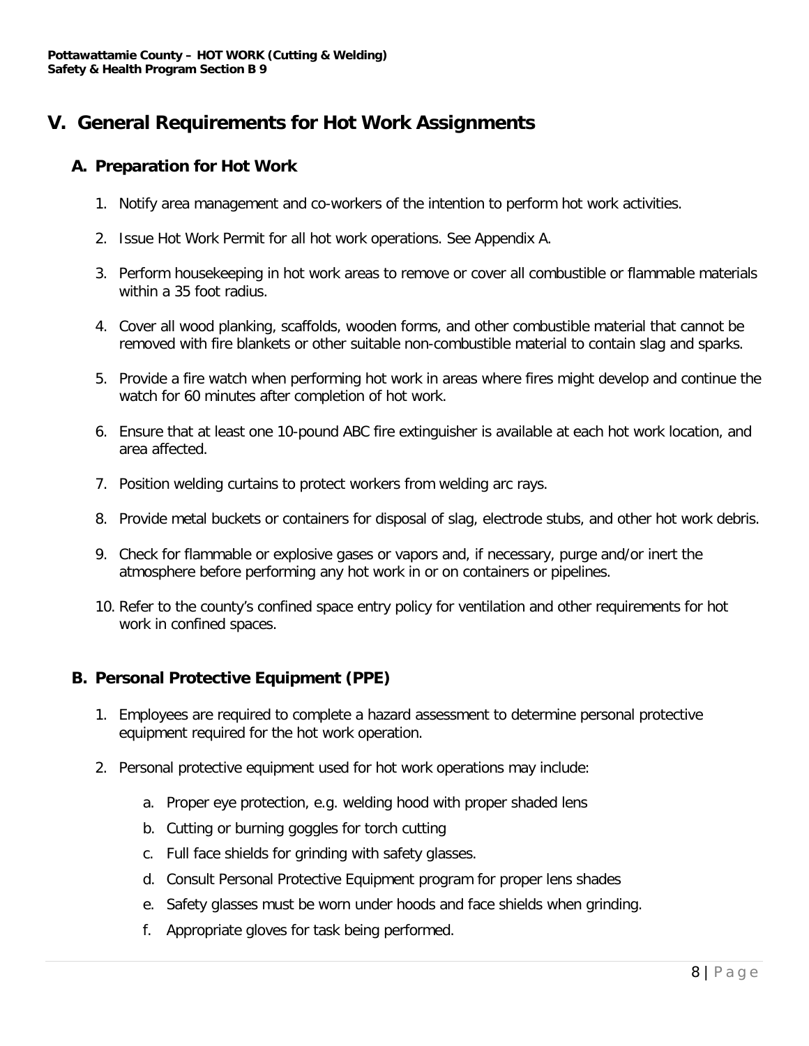## V. General Requirements for Hot Work Assignments

### A. Preparation for Hot Work

1. Notify area management and co-workers of the intention to perform hot work activities.
2. Issue Hot Work Permit for all hot work operations. See Appendix A.
3. Perform housekeeping in hot work areas to remove or cover all combustible or flammable materials within a 35 foot radius.
4. Cover all wood planking, scaffolds, wooden forms, and other combustible material that cannot be removed with fire blankets or other suitable non-combustible material to contain slag and sparks.
5. Provide a fire watch when performing hot work in areas where fires might develop and continue the watch for 60 minutes after completion of hot work.
6. Ensure that at least one 10-pound ABC fire extinguisher is available at each hot work location, and area affected.
7. Position welding curtains to protect workers from welding arc rays.
8. Provide metal buckets or containers for disposal of slag, electrode stubs, and other hot work debris.
9. Check for flammable or explosive gases or vapors and, if necessary, purge and/or inert the atmosphere before performing any hot work in or on containers or pipelines.
10. Refer to the county's confined space entry policy for ventilation and other requirements for hot work in confined spaces.

### B. Personal Protective Equipment (PPE)

1. Employees are required to complete a hazard assessment to determine personal protective equipment required for the hot work operation.
2. Personal protective equipment used for hot work operations may include:
   a. Proper eye protection, e.g. welding hood with proper shaded lens
   b. Cutting or burning goggles for torch cutting
   c. Full face shields for grinding with safety glasses.
   d. Consult Personal Protective Equipment program for proper lens shades
   e. Safety glasses must be worn under hoods and face shields when grinding.
   f. Appropriate gloves for task being performed.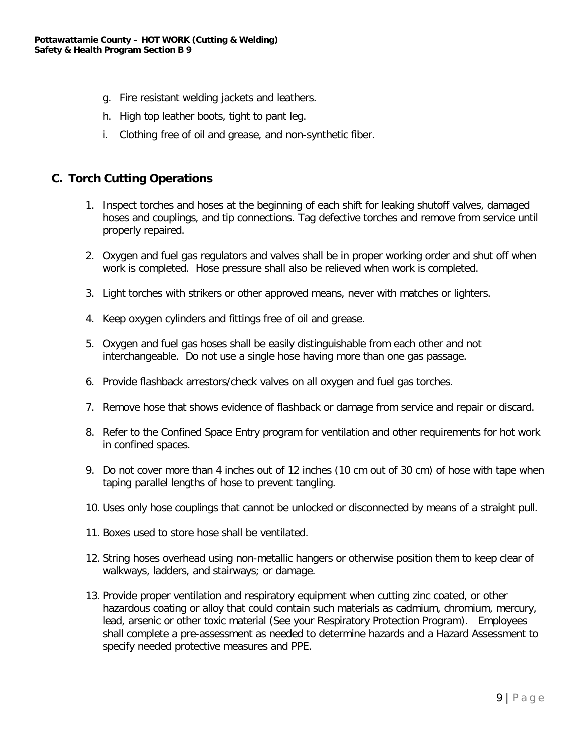g. Fire resistant welding jackets and leathers.
h. High top leather boots, tight to pant leg.
i. Clothing free of oil and grease, and non-synthetic fiber.

## C. Torch Cutting Operations

1. Inspect torches and hoses at the beginning of each shift for leaking shutoff valves, damaged hoses and couplings, and tip connections. Tag defective torches and remove from service until properly repaired.

2. Oxygen and fuel gas regulators and valves shall be in proper working order and shut off when work is completed. Hose pressure shall also be relieved when work is completed.

3. Light torches with strikers or other approved means, never with matches or lighters.

4. Keep oxygen cylinders and fittings free of oil and grease.

5. Oxygen and fuel gas hoses shall be easily distinguishable from each other and not interchangeable. Do not use a single hose having more than one gas passage.

6. Provide flashback arrestors/check valves on all oxygen and fuel gas torches.

7. Remove hose that shows evidence of flashback or damage from service and repair or discard.

8. Refer to the Confined Space Entry program for ventilation and other requirements for hot work in confined spaces.

9. Do not cover more than 4 inches out of 12 inches (10 cm out of 30 cm) of hose with tape when taping parallel lengths of hose to prevent tangling.

10. Uses only hose couplings that cannot be unlocked or disconnected by means of a straight pull.

11. Boxes used to store hose shall be ventilated.

12. String hoses overhead using non-metallic hangers or otherwise position them to keep clear of walkways, ladders, and stairways; or damage.

13. Provide proper ventilation and respiratory equipment when cutting zinc coated, or other hazardous coating or alloy that could contain such materials as cadmium, chromium, mercury, lead, arsenic or other toxic material (See your Respiratory Protection Program). Employees shall complete a pre-assessment as needed to determine hazards and a Hazard Assessment to specify needed protective measures and PPE.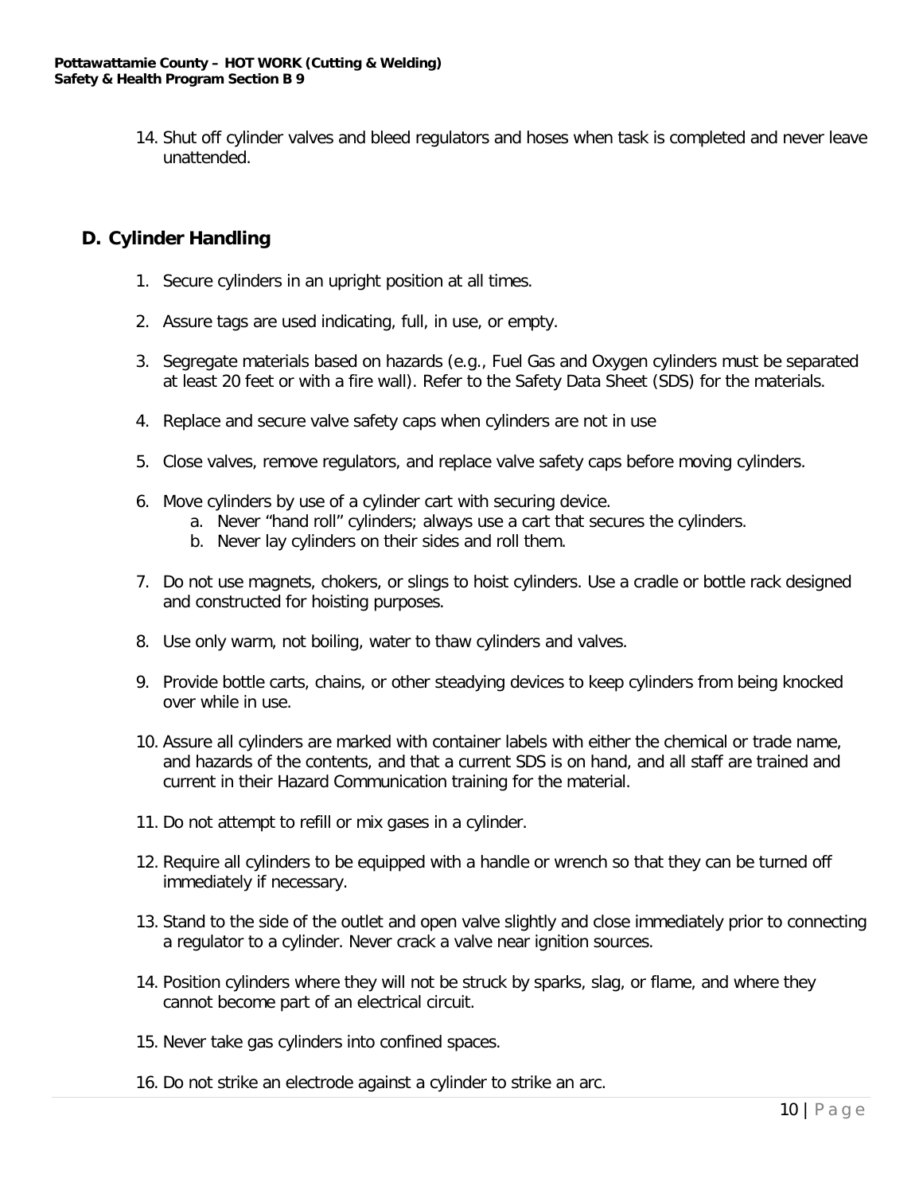14. Shut off cylinder valves and bleed regulators and hoses when task is completed and never leave unattended.

## D. Cylinder Handling

1. Secure cylinders in an upright position at all times.

2. Assure tags are used indicating, full, in use, or empty.

3. Segregate materials based on hazards (e.g., Fuel Gas and Oxygen cylinders must be separated at least 20 feet or with a fire wall). Refer to the Safety Data Sheet (SDS) for the materials.

4. Replace and secure valve safety caps when cylinders are not in use

5. Close valves, remove regulators, and replace valve safety caps before moving cylinders.

6. Move cylinders by use of a cylinder cart with securing device.
   a. Never "hand roll" cylinders; always use a cart that secures the cylinders.
   b. Never lay cylinders on their sides and roll them.

7. Do not use magnets, chokers, or slings to hoist cylinders. Use a cradle or bottle rack designed and constructed for hoisting purposes.

8. Use only warm, not boiling, water to thaw cylinders and valves.

9. Provide bottle carts, chains, or other steadying devices to keep cylinders from being knocked over while in use.

10. Assure all cylinders are marked with container labels with either the chemical or trade name, and hazards of the contents, and that a current SDS is on hand, and all staff are trained and current in their Hazard Communication training for the material.

11. Do not attempt to refill or mix gases in a cylinder.

12. Require all cylinders to be equipped with a handle or wrench so that they can be turned off immediately if necessary.

13. Stand to the side of the outlet and open valve slightly and close immediately prior to connecting a regulator to a cylinder. Never crack a valve near ignition sources.

14. Position cylinders where they will not be struck by sparks, slag, or flame, and where they cannot become part of an electrical circuit.

15. Never take gas cylinders into confined spaces.

16. Do not strike an electrode against a cylinder to strike an arc.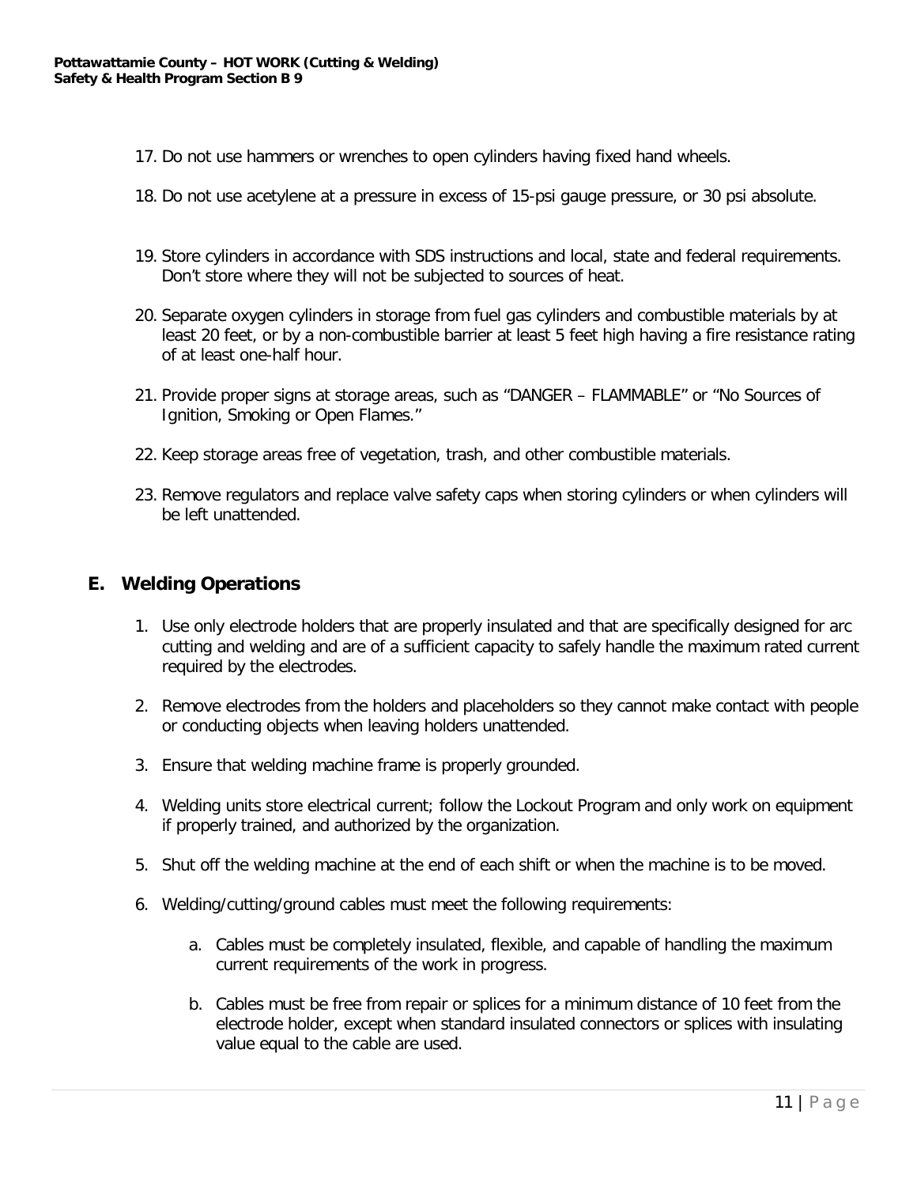17. Do not use hammers or wrenches to open cylinders having fixed hand wheels.

18. Do not use acetylene at a pressure in excess of 15-psi gauge pressure, or 30 psi absolute.

19. Store cylinders in accordance with SDS instructions and local, state and federal requirements. Don't store where they will not be subjected to sources of heat.

20. Separate oxygen cylinders in storage from fuel gas cylinders and combustible materials by at least 20 feet, or by a non-combustible barrier at least 5 feet high having a fire resistance rating of at least one-half hour.

21. Provide proper signs at storage areas, such as "DANGER – FLAMMABLE" or "No Sources of Ignition, Smoking or Open Flames."

22. Keep storage areas free of vegetation, trash, and other combustible materials.

23. Remove regulators and replace valve safety caps when storing cylinders or when cylinders will be left unattended.

## E. Welding Operations

1. Use only electrode holders that are properly insulated and that are specifically designed for arc cutting and welding and are of a sufficient capacity to safely handle the maximum rated current required by the electrodes.

2. Remove electrodes from the holders and placeholders so they cannot make contact with people or conducting objects when leaving holders unattended.

3. Ensure that welding machine frame is properly grounded.

4. Welding units store electrical current; follow the Lockout Program and only work on equipment if properly trained, and authorized by the organization.

5. Shut off the welding machine at the end of each shift or when the machine is to be moved.

6. Welding/cutting/ground cables must meet the following requirements:

    a. Cables must be completely insulated, flexible, and capable of handling the maximum current requirements of the work in progress.

    b. Cables must be free from repair or splices for a minimum distance of 10 feet from the electrode holder, except when standard insulated connectors or splices with insulating value equal to the cable are used.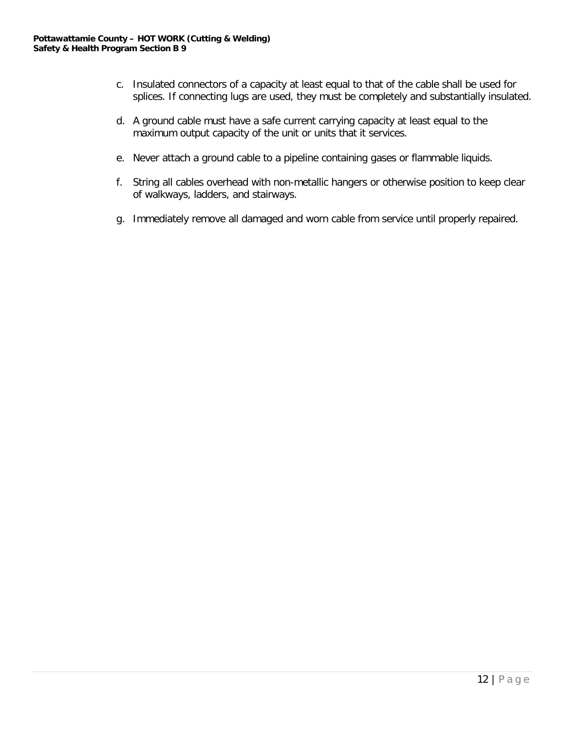c. Insulated connectors of a capacity at least equal to that of the cable shall be used for splices. If connecting lugs are used, they must be completely and substantially insulated.

d. A ground cable must have a safe current carrying capacity at least equal to the maximum output capacity of the unit or units that it services.

e. Never attach a ground cable to a pipeline containing gases or flammable liquids.

f. String all cables overhead with non-metallic hangers or otherwise position to keep clear of walkways, ladders, and stairways.

g. Immediately remove all damaged and worn cable from service until properly repaired.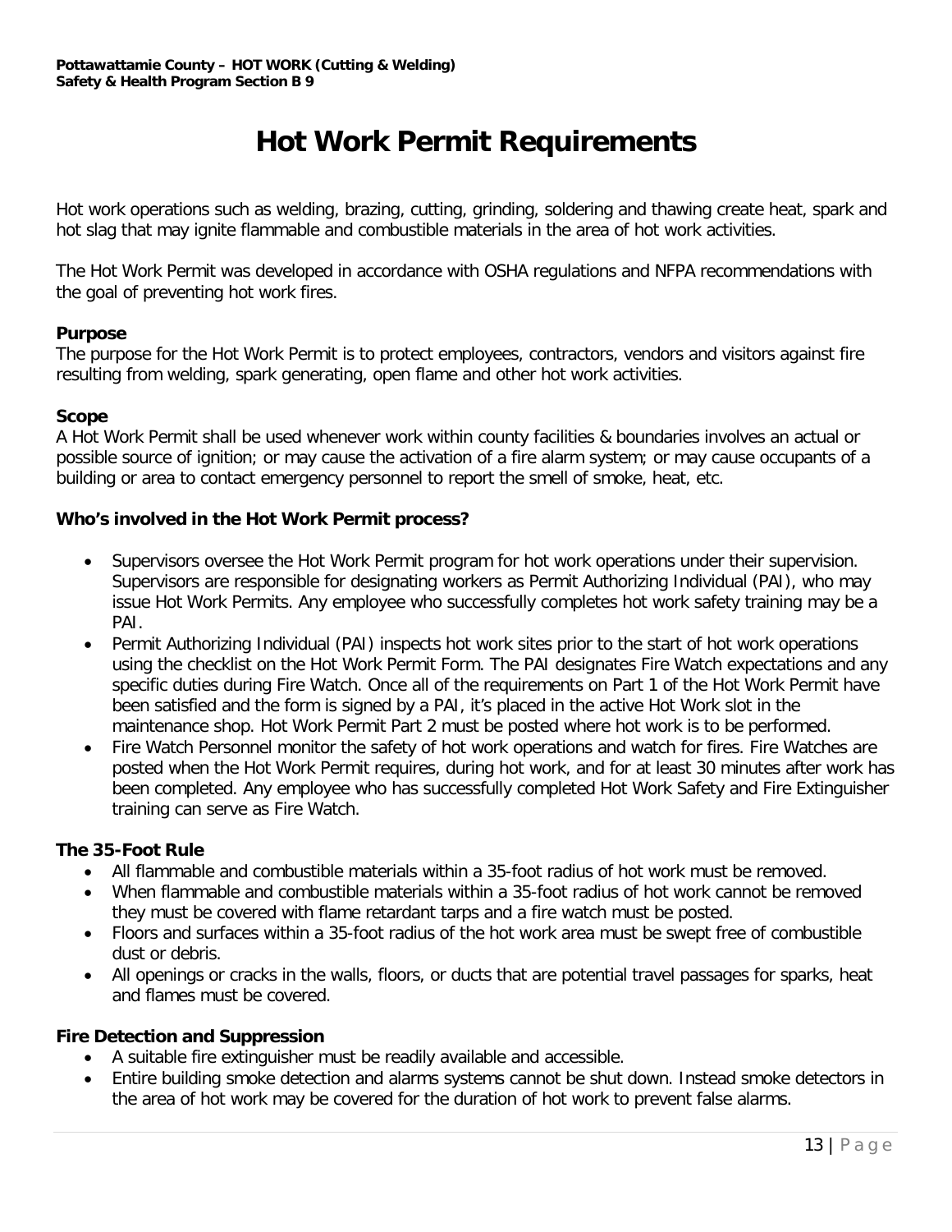# Hot Work Permit Requirements

Hot work operations such as welding, brazing, cutting, grinding, soldering and thawing create heat, spark and hot slag that may ignite flammable and combustible materials in the area of hot work activities.

The Hot Work Permit was developed in accordance with OSHA regulations and NFPA recommendations with the goal of preventing hot work fires.

**Purpose**
The purpose for the Hot Work Permit is to protect employees, contractors, vendors and visitors against fire resulting from welding, spark generating, open flame and other hot work activities.

**Scope**
A Hot Work Permit shall be used whenever work within county facilities & boundaries involves an actual or possible source of ignition; or may cause the activation of a fire alarm system; or may cause occupants of a building or area to contact emergency personnel to report the smell of smoke, heat, etc.

**Who's involved in the Hot Work Permit process?**

- Supervisors oversee the Hot Work Permit program for hot work operations under their supervision. Supervisors are responsible for designating workers as Permit Authorizing Individual (PAI), who may issue Hot Work Permits. Any employee who successfully completes hot work safety training may be a PAI.
- Permit Authorizing Individual (PAI) inspects hot work sites prior to the start of hot work operations using the checklist on the Hot Work Permit Form. The PAI designates Fire Watch expectations and any specific duties during Fire Watch. Once all of the requirements on Part 1 of the Hot Work Permit have been satisfied and the form is signed by a PAI, it's placed in the active Hot Work slot in the maintenance shop. Hot Work Permit Part 2 must be posted where hot work is to be performed.
- Fire Watch Personnel monitor the safety of hot work operations and watch for fires. Fire Watches are posted when the Hot Work Permit requires, during hot work, and for at least 30 minutes after work has been completed. Any employee who has successfully completed Hot Work Safety and Fire Extinguisher training can serve as Fire Watch.

**The 35-Foot Rule**

- All flammable and combustible materials within a 35-foot radius of hot work must be removed.
- When flammable and combustible materials within a 35-foot radius of hot work cannot be removed they must be covered with flame retardant tarps and a fire watch must be posted.
- Floors and surfaces within a 35-foot radius of the hot work area must be swept free of combustible dust or debris.
- All openings or cracks in the walls, floors, or ducts that are potential travel passages for sparks, heat and flames must be covered.

**Fire Detection and Suppression**

- A suitable fire extinguisher must be readily available and accessible.
- Entire building smoke detection and alarms systems cannot be shut down. Instead smoke detectors in the area of hot work may be covered for the duration of hot work to prevent false alarms.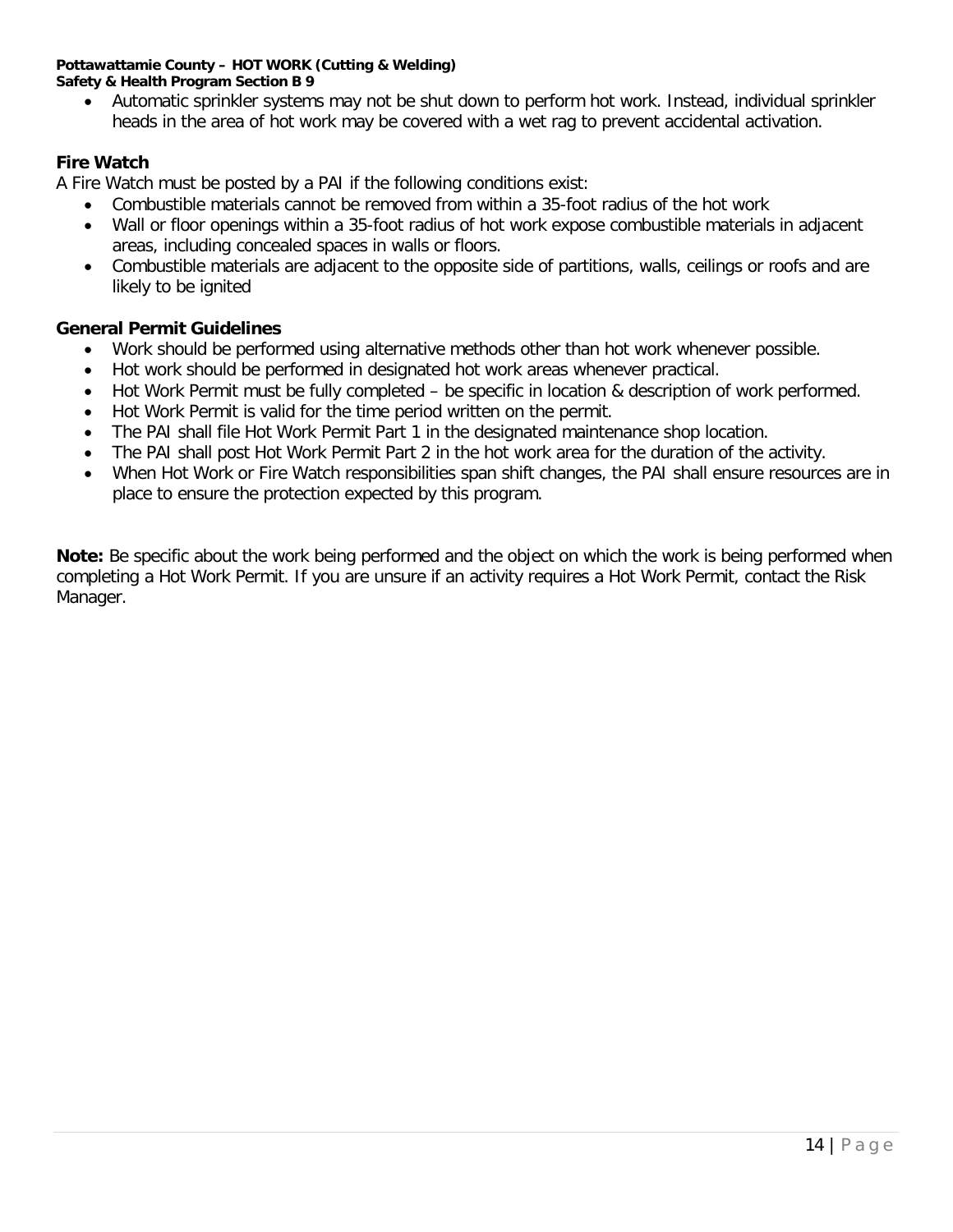- Automatic sprinkler systems may not be shut down to perform hot work. Instead, individual sprinkler heads in the area of hot work may be covered with a wet rag to prevent accidental activation.

### Fire Watch

A Fire Watch must be posted by a PAI if the following conditions exist:

- Combustible materials cannot be removed from within a 35-foot radius of the hot work
- Wall or floor openings within a 35-foot radius of hot work expose combustible materials in adjacent areas, including concealed spaces in walls or floors.
- Combustible materials are adjacent to the opposite side of partitions, walls, ceilings or roofs and are likely to be ignited

### General Permit Guidelines

- Work should be performed using alternative methods other than hot work whenever possible.
- Hot work should be performed in designated hot work areas whenever practical.
- Hot Work Permit must be fully completed – be specific in location & description of work performed.
- Hot Work Permit is valid for the time period written on the permit.
- The PAI shall file Hot Work Permit Part 1 in the designated maintenance shop location.
- The PAI shall post Hot Work Permit Part 2 in the hot work area for the duration of the activity.
- When Hot Work or Fire Watch responsibilities span shift changes, the PAI shall ensure resources are in place to ensure the protection expected by this program.

**Note:** Be specific about the work being performed and the object on which the work is being performed when completing a Hot Work Permit. If you are unsure if an activity requires a Hot Work Permit, contact the Risk Manager.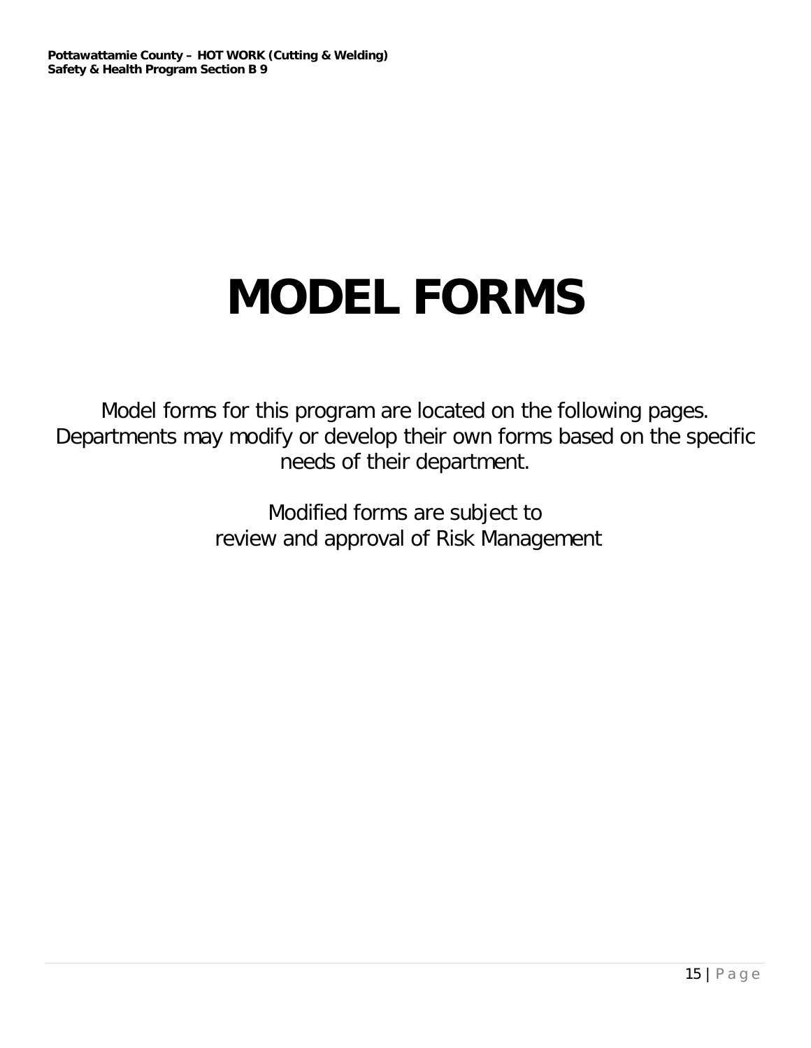# MODEL FORMS

Model forms for this program are located on the following pages. Departments may modify or develop their own forms based on the specific needs of their department.

Modified forms are subject to review and approval of Risk Management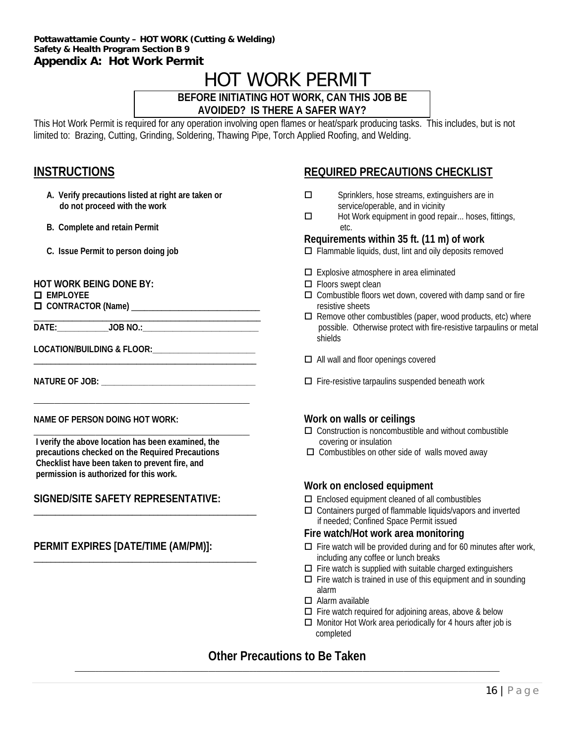**Pottawattamie County – HOT WORK (Cutting & Welding)**
**Safety & Health Program Section B 9**
**Appendix A: Hot Work Permit**

# HOT WORK PERMIT

**BEFORE INITIATING HOT WORK, CAN THIS JOB BE AVOIDED? IS THERE A SAFER WAY?**

This Hot Work Permit is required for any operation involving open flames or heat/spark producing tasks. This includes, but is not limited to: Brazing, Cutting, Grinding, Soldering, Thawing Pipe, Torch Applied Roofing, and Welding.

## INSTRUCTIONS

**A. Verify precautions listed at right are taken or do not proceed with the work**

**B. Complete and retain Permit**

**C. Issue Permit to person doing job**

**HOT WORK BEING DONE BY:**

☐ **EMPLOYEE**

☐ **CONTRACTOR (Name)** ______________________________

______________________________________________________

**DATE:**____________**JOB NO.:**__________________________

**LOCATION/BUILDING & FLOOR:**________________________

______________________________________________________

**NATURE OF JOB:** ___________________________________

______________________________________________________

**NAME OF PERSON DOING HOT WORK:**

______________________________________________________

**I verify the above location has been examined, the precautions checked on the Required Precautions Checklist have been taken to prevent fire, and permission is authorized for this work.**

**SIGNED/SITE SAFETY REPRESENTATIVE:**

______________________________________________________

**PERMIT EXPIRES [DATE/TIME (AM/PM)]:**

______________________________________________________

## REQUIRED PRECAUTIONS CHECKLIST

☐ Sprinklers, hose streams, extinguishers are in service/operable, and in vicinity

☐ Hot Work equipment in good repair... hoses, fittings, etc.

### Requirements within 35 ft. (11 m) of work

☐ Flammable liquids, dust, lint and oily deposits removed

☐ Explosive atmosphere in area eliminated

☐ Floors swept clean

☐ Combustible floors wet down, covered with damp sand or fire resistive sheets

☐ Remove other combustibles (paper, wood products, etc) where possible. Otherwise protect with fire-resistive tarpaulins or metal shields

☐ All wall and floor openings covered

☐ Fire-resistive tarpaulins suspended beneath work

### Work on walls or ceilings

☐ Construction is noncombustible and without combustible covering or insulation

☐ Combustibles on other side of walls moved away

### Work on enclosed equipment

☐ Enclosed equipment cleaned of all combustibles

☐ Containers purged of flammable liquids/vapors and inverted if needed; Confined Space Permit issued

### Fire watch/Hot work area monitoring

☐ Fire watch will be provided during and for 60 minutes after work, including any coffee or lunch breaks

☐ Fire watch is supplied with suitable charged extinguishers

☐ Fire watch is trained in use of this equipment and in sounding alarm

☐ Alarm available

☐ Fire watch required for adjoining areas, above & below

☐ Monitor Hot Work area periodically for 4 hours after job is completed

## Other Precautions to Be Taken

______________________________________________________________________________